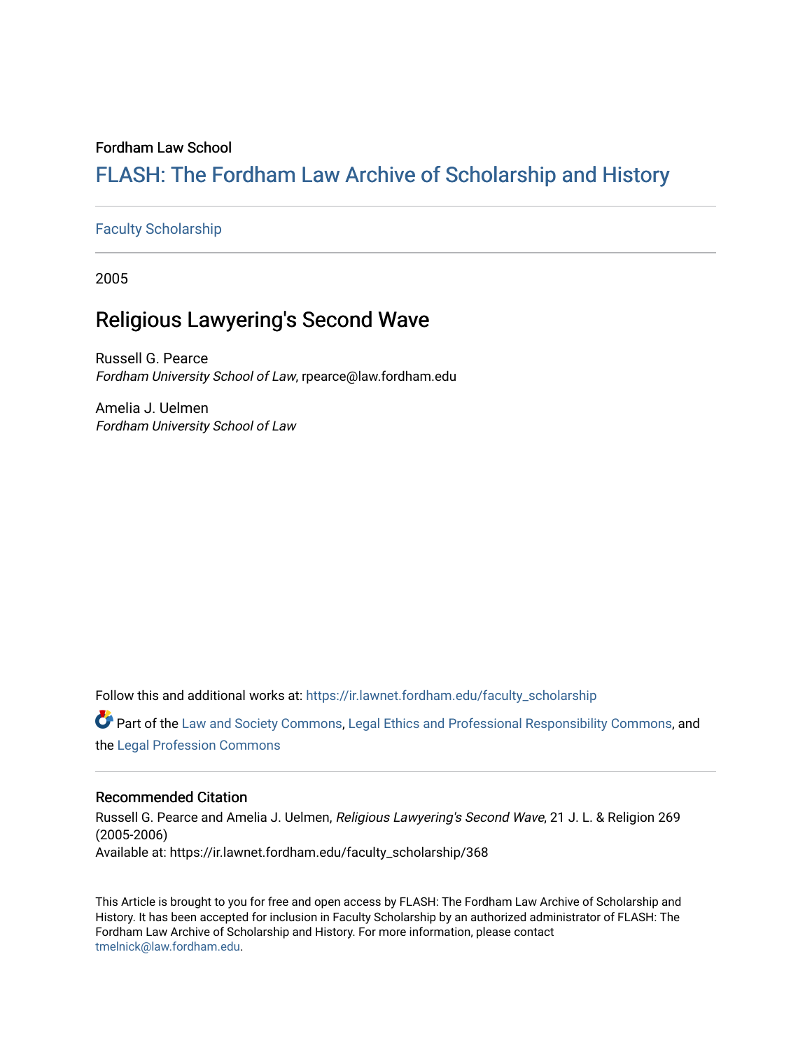Fordham Law School

# FLASH: The Fordham Law Archive of Scholarship and History

Faculty Scholarship

2005

## Religious Lawyering's Second Wave

Russell G. Pearce
*Fordham University School of Law*, rpearce@law.fordham.edu

Amelia J. Uelmen
*Fordham University School of Law*

Follow this and additional works at: https://ir.lawnet.fordham.edu/faculty_scholarship

Part of the Law and Society Commons, Legal Ethics and Professional Responsibility Commons, and the Legal Profession Commons

### Recommended Citation

Russell G. Pearce and Amelia J. Uelmen, *Religious Lawyering's Second Wave*, 21 J. L. & Religion 269 (2005-2006)
Available at: https://ir.lawnet.fordham.edu/faculty_scholarship/368

This Article is brought to you for free and open access by FLASH: The Fordham Law Archive of Scholarship and History. It has been accepted for inclusion in Faculty Scholarship by an authorized administrator of FLASH: The Fordham Law Archive of Scholarship and History. For more information, please contact tmelnick@law.fordham.edu.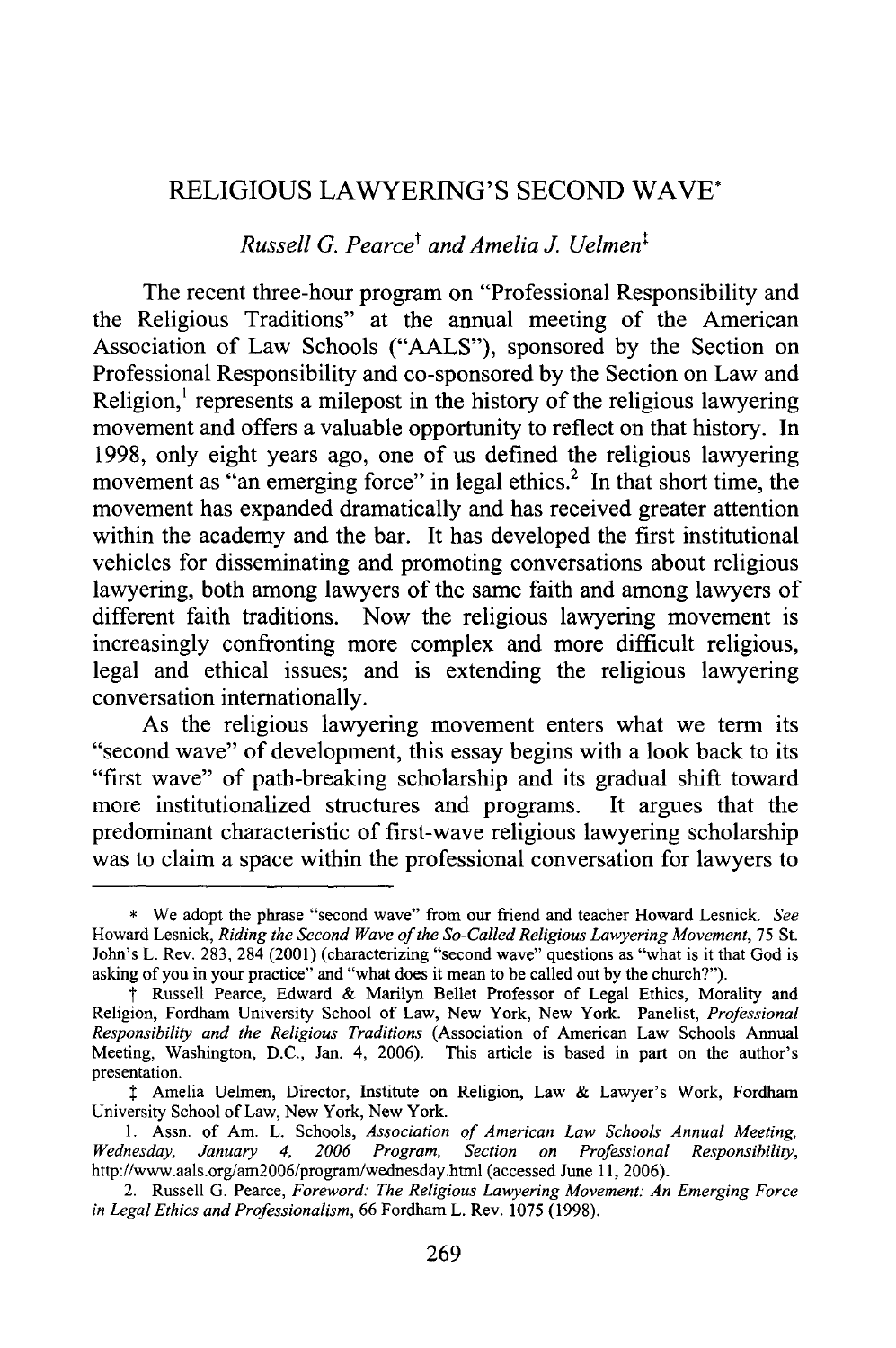# RELIGIOUS LAWYERING'S SECOND WAVE*

*Russell G. Pearce*† *and Amelia J. Uelmen*‡

The recent three-hour program on "Professional Responsibility and the Religious Traditions" at the annual meeting of the American Association of Law Schools ("AALS"), sponsored by the Section on Professional Responsibility and co-sponsored by the Section on Law and Religion,[1] represents a milepost in the history of the religious lawyering movement and offers a valuable opportunity to reflect on that history. In 1998, only eight years ago, one of us defined the religious lawyering movement as "an emerging force" in legal ethics.[2] In that short time, the movement has expanded dramatically and has received greater attention within the academy and the bar. It has developed the first institutional vehicles for disseminating and promoting conversations about religious lawyering, both among lawyers of the same faith and among lawyers of different faith traditions. Now the religious lawyering movement is increasingly confronting more complex and more difficult religious, legal and ethical issues; and is extending the religious lawyering conversation internationally.

As the religious lawyering movement enters what we term its "second wave" of development, this essay begins with a look back to its "first wave" of path-breaking scholarship and its gradual shift toward more institutionalized structures and programs. It argues that the predominant characteristic of first-wave religious lawyering scholarship was to claim a space within the professional conversation for lawyers to

---

\* We adopt the phrase "second wave" from our friend and teacher Howard Lesnick. *See* Howard Lesnick, *Riding the Second Wave of the So-Called Religious Lawyering Movement*, 75 St. John's L. Rev. 283, 284 (2001) (characterizing "second wave" questions as "what is it that God is asking of you in your practice" and "what does it mean to be called out by the church?").

† Russell Pearce, Edward & Marilyn Bellet Professor of Legal Ethics, Morality and Religion, Fordham University School of Law, New York, New York. Panelist, *Professional Responsibility and the Religious Traditions* (Association of American Law Schools Annual Meeting, Washington, D.C., Jan. 4, 2006). This article is based in part on the author's presentation.

‡ Amelia Uelmen, Director, Institute on Religion, Law & Lawyer's Work, Fordham University School of Law, New York, New York.

1. Assn. of Am. L. Schools, *Association of American Law Schools Annual Meeting, Wednesday, January 4, 2006 Program, Section on Professional Responsibility*, http://www.aals.org/am2006/program/wednesday.html (accessed June 11, 2006).

2. Russell G. Pearce, *Foreword: The Religious Lawyering Movement: An Emerging Force in Legal Ethics and Professionalism*, 66 Fordham L. Rev. 1075 (1998).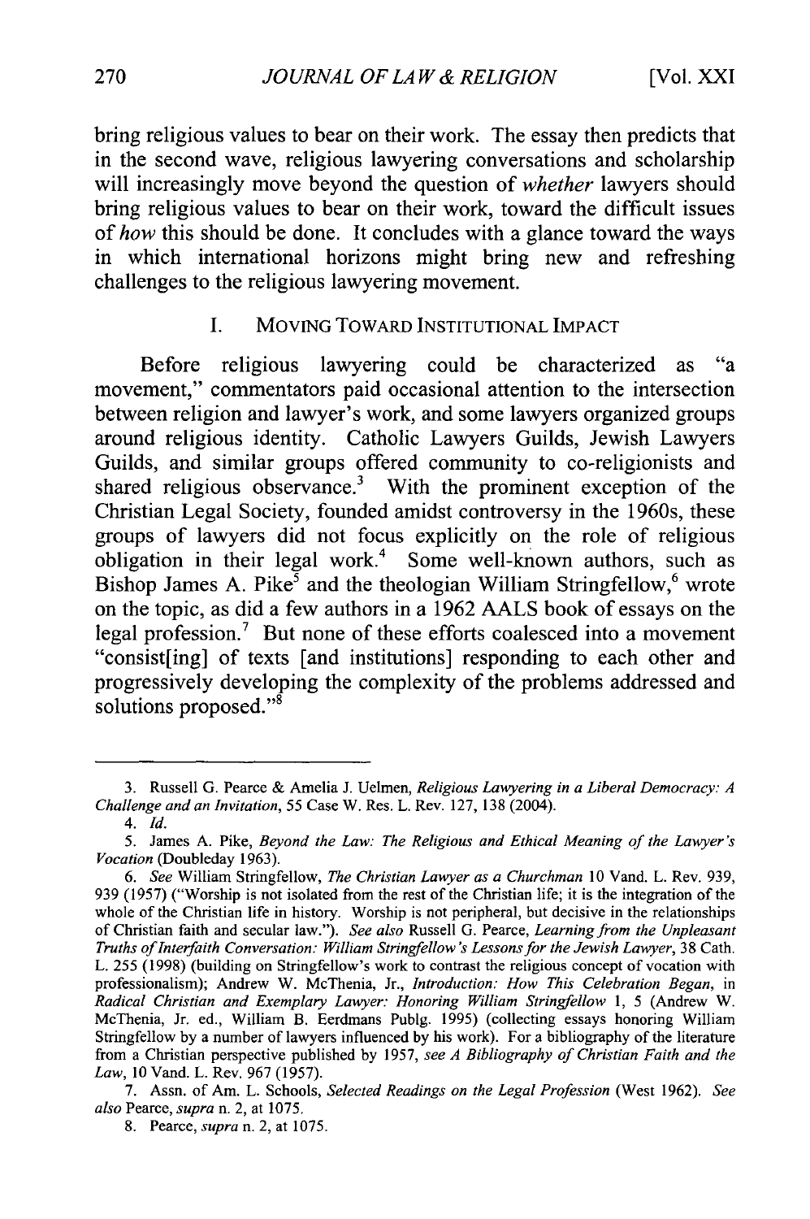bring religious values to bear on their work. The essay then predicts that in the second wave, religious lawyering conversations and scholarship will increasingly move beyond the question of *whether* lawyers should bring religious values to bear on their work, toward the difficult issues of *how* this should be done. It concludes with a glance toward the ways in which international horizons might bring new and refreshing challenges to the religious lawyering movement.

## I. MOVING TOWARD INSTITUTIONAL IMPACT

Before religious lawyering could be characterized as "a movement," commentators paid occasional attention to the intersection between religion and lawyer's work, and some lawyers organized groups around religious identity. Catholic Lawyers Guilds, Jewish Lawyers Guilds, and similar groups offered community to co-religionists and shared religious observance.[3] With the prominent exception of the Christian Legal Society, founded amidst controversy in the 1960s, these groups of lawyers did not focus explicitly on the role of religious obligation in their legal work.[4] Some well-known authors, such as Bishop James A. Pike[5] and the theologian William Stringfellow,[6] wrote on the topic, as did a few authors in a 1962 AALS book of essays on the legal profession.[7] But none of these efforts coalesced into a movement "consist[ing] of texts [and institutions] responding to each other and progressively developing the complexity of the problems addressed and solutions proposed."[8]

---

3. Russell G. Pearce & Amelia J. Uelmen, *Religious Lawyering in a Liberal Democracy: A Challenge and an Invitation*, 55 Case W. Res. L. Rev. 127, 138 (2004).

4. *Id.*

5. James A. Pike, *Beyond the Law: The Religious and Ethical Meaning of the Lawyer's Vocation* (Doubleday 1963).

6. *See* William Stringfellow, *The Christian Lawyer as a Churchman* 10 Vand. L. Rev. 939, 939 (1957) ("Worship is not isolated from the rest of the Christian life; it is the integration of the whole of the Christian life in history. Worship is not peripheral, but decisive in the relationships of Christian faith and secular law."). *See also* Russell G. Pearce, *Learning from the Unpleasant Truths of Interfaith Conversation: William Stringfellow's Lessons for the Jewish Lawyer*, 38 Cath. L. 255 (1998) (building on Stringfellow's work to contrast the religious concept of vocation with professionalism); Andrew W. McThenia, Jr., *Introduction: How This Celebration Began*, in *Radical Christian and Exemplary Lawyer: Honoring William Stringfellow* 1, 5 (Andrew W. McThenia, Jr. ed., William B. Eerdmans Publg. 1995) (collecting essays honoring William Stringfellow by a number of lawyers influenced by his work). For a bibliography of the literature from a Christian perspective published by 1957, *see A Bibliography of Christian Faith and the Law*, 10 Vand. L. Rev. 967 (1957).

7. Assn. of Am. L. Schools, *Selected Readings on the Legal Profession* (West 1962). *See also* Pearce, *supra* n. 2, at 1075.

8. Pearce, *supra* n. 2, at 1075.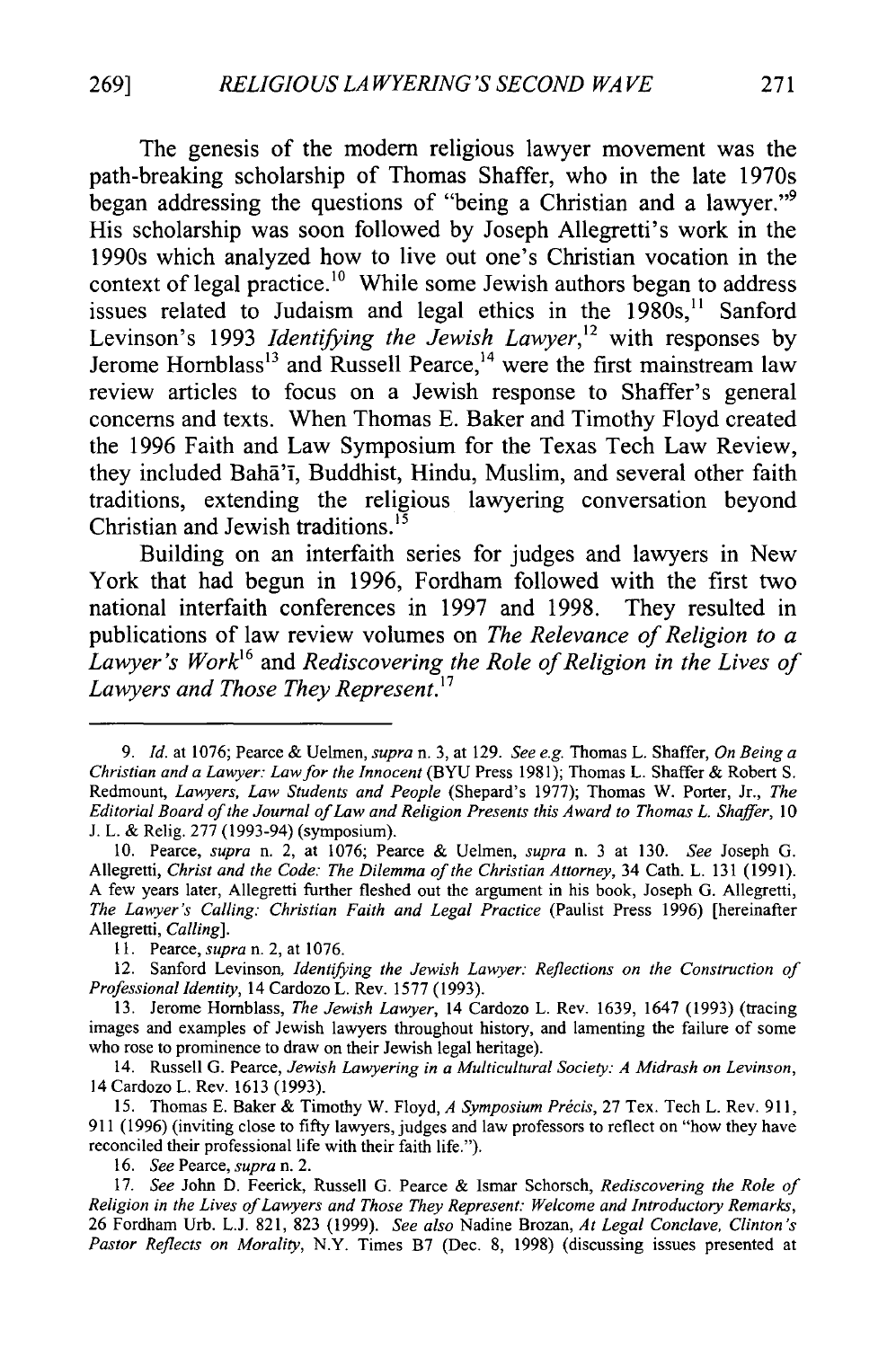The genesis of the modern religious lawyer movement was the path-breaking scholarship of Thomas Shaffer, who in the late 1970s began addressing the questions of "being a Christian and a lawyer."[9] His scholarship was soon followed by Joseph Allegretti's work in the 1990s which analyzed how to live out one's Christian vocation in the context of legal practice.[10] While some Jewish authors began to address issues related to Judaism and legal ethics in the 1980s,[11] Sanford Levinson's 1993 *Identifying the Jewish Lawyer*,[12] with responses by Jerome Hornblass[13] and Russell Pearce,[14] were the first mainstream law review articles to focus on a Jewish response to Shaffer's general concerns and texts. When Thomas E. Baker and Timothy Floyd created the 1996 Faith and Law Symposium for the Texas Tech Law Review, they included Bahā'ī, Buddhist, Hindu, Muslim, and several other faith traditions, extending the religious lawyering conversation beyond Christian and Jewish traditions.[15]

Building on an interfaith series for judges and lawyers in New York that had begun in 1996, Fordham followed with the first two national interfaith conferences in 1997 and 1998. They resulted in publications of law review volumes on *The Relevance of Religion to a Lawyer's Work*[16] and *Rediscovering the Role of Religion in the Lives of Lawyers and Those They Represent*.[17]

---

9. *Id.* at 1076; Pearce & Uelmen, *supra* n. 3, at 129. *See e.g.* Thomas L. Shaffer, *On Being a Christian and a Lawyer: Law for the Innocent* (BYU Press 1981); Thomas L. Shaffer & Robert S. Redmount, *Lawyers, Law Students and People* (Shepard's 1977); Thomas W. Porter, Jr., *The Editorial Board of the Journal of Law and Religion Presents this Award to Thomas L. Shaffer*, 10 J. L. & Relig. 277 (1993-94) (symposium).

10. Pearce, *supra* n. 2, at 1076; Pearce & Uelmen, *supra* n. 3 at 130. *See* Joseph G. Allegretti, *Christ and the Code: The Dilemma of the Christian Attorney*, 34 Cath. L. 131 (1991). A few years later, Allegretti further fleshed out the argument in his book, Joseph G. Allegretti, *The Lawyer's Calling: Christian Faith and Legal Practice* (Paulist Press 1996) [hereinafter Allegretti, *Calling*].

11. Pearce, *supra* n. 2, at 1076.

12. Sanford Levinson, *Identifying the Jewish Lawyer: Reflections on the Construction of Professional Identity*, 14 Cardozo L. Rev. 1577 (1993).

13. Jerome Hornblass, *The Jewish Lawyer*, 14 Cardozo L. Rev. 1639, 1647 (1993) (tracing images and examples of Jewish lawyers throughout history, and lamenting the failure of some who rose to prominence to draw on their Jewish legal heritage).

14. Russell G. Pearce, *Jewish Lawyering in a Multicultural Society: A Midrash on Levinson*, 14 Cardozo L. Rev. 1613 (1993).

15. Thomas E. Baker & Timothy W. Floyd, *A Symposium Précis*, 27 Tex. Tech L. Rev. 911, 911 (1996) (inviting close to fifty lawyers, judges and law professors to reflect on "how they have reconciled their professional life with their faith life.").

16. *See* Pearce, *supra* n. 2.

17. *See* John D. Feerick, Russell G. Pearce & Ismar Schorsch, *Rediscovering the Role of Religion in the Lives of Lawyers and Those They Represent: Welcome and Introductory Remarks*, 26 Fordham Urb. L.J. 821, 823 (1999). *See also* Nadine Brozan, *At Legal Conclave, Clinton's Pastor Reflects on Morality*, N.Y. Times B7 (Dec. 8, 1998) (discussing issues presented at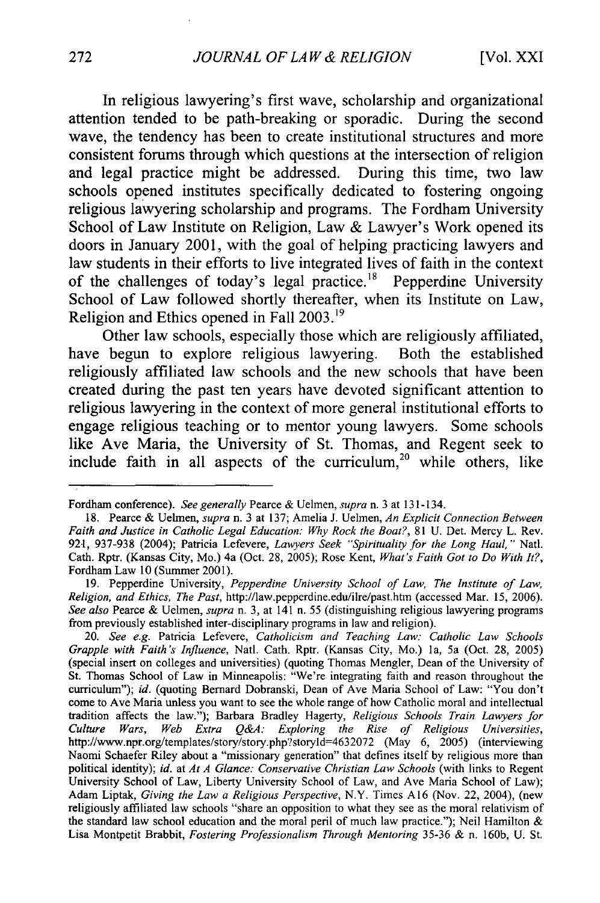In religious lawyering's first wave, scholarship and organizational attention tended to be path-breaking or sporadic. During the second wave, the tendency has been to create institutional structures and more consistent forums through which questions at the intersection of religion and legal practice might be addressed. During this time, two law schools opened institutes specifically dedicated to fostering ongoing religious lawyering scholarship and programs. The Fordham University School of Law Institute on Religion, Law & Lawyer's Work opened its doors in January 2001, with the goal of helping practicing lawyers and law students in their efforts to live integrated lives of faith in the context of the challenges of today's legal practice.[18] Pepperdine University School of Law followed shortly thereafter, when its Institute on Law, Religion and Ethics opened in Fall 2003.[19]

Other law schools, especially those which are religiously affiliated, have begun to explore religious lawyering. Both the established religiously affiliated law schools and the new schools that have been created during the past ten years have devoted significant attention to religious lawyering in the context of more general institutional efforts to engage religious teaching or to mentor young lawyers. Some schools like Ave Maria, the University of St. Thomas, and Regent seek to include faith in all aspects of the curriculum,[20] while others, like

---

Fordham conference). *See generally* Pearce & Uelmen, *supra* n. 3 at 131-134.

18. Pearce & Uelmen, *supra* n. 3 at 137; Amelia J. Uelmen, *An Explicit Connection Between Faith and Justice in Catholic Legal Education: Why Rock the Boat?*, 81 U. Det. Mercy L. Rev. 921, 937-938 (2004); Patricia Lefevere, *Lawyers Seek "Spirituality for the Long Haul,"* Natl. Cath. Rptr. (Kansas City, Mo.) 4a (Oct. 28, 2005); Rose Kent, *What's Faith Got to Do With It?*, Fordham Law 10 (Summer 2001).

19. Pepperdine University, *Pepperdine University School of Law, The Institute of Law, Religion, and Ethics, The Past*, http://law.pepperdine.edu/ilre/past.htm (accessed Mar. 15, 2006). *See also* Pearce & Uelmen, *supra* n. 3, at 141 n. 55 (distinguishing religious lawyering programs from previously established inter-disciplinary programs in law and religion).

20. *See e.g.* Patricia Lefevere, *Catholicism and Teaching Law: Catholic Law Schools Grapple with Faith's Influence*, Natl. Cath. Rptr. (Kansas City, Mo.) 1a, 5a (Oct. 28, 2005) (special insert on colleges and universities) (quoting Thomas Mengler, Dean of the University of St. Thomas School of Law in Minneapolis: "We're integrating faith and reason throughout the curriculum"); *id.* (quoting Bernard Dobranski, Dean of Ave Maria School of Law: "You don't come to Ave Maria unless you want to see the whole range of how Catholic moral and intellectual tradition affects the law."); Barbara Bradley Hagerty, *Religious Schools Train Lawyers for Culture Wars, Web Extra Q&A: Exploring the Rise of Religious Universities*, http://www.npr.org/templates/story/story.php?storyId=4632072 (May 6, 2005) (interviewing Naomi Schaefer Riley about a "missionary generation" that defines itself by religious more than political identity); *id.* at *At A Glance: Conservative Christian Law Schools* (with links to Regent University School of Law, Liberty University School of Law, and Ave Maria School of Law); Adam Liptak, *Giving the Law a Religious Perspective*, N.Y. Times A16 (Nov. 22, 2004), (new religiously affiliated law schools "share an opposition to what they see as the moral relativism of the standard law school education and the moral peril of much law practice."); Neil Hamilton & Lisa Montpetit Brabbit, *Fostering Professionalism Through Mentoring* 35-36 & n. 160b, U. St.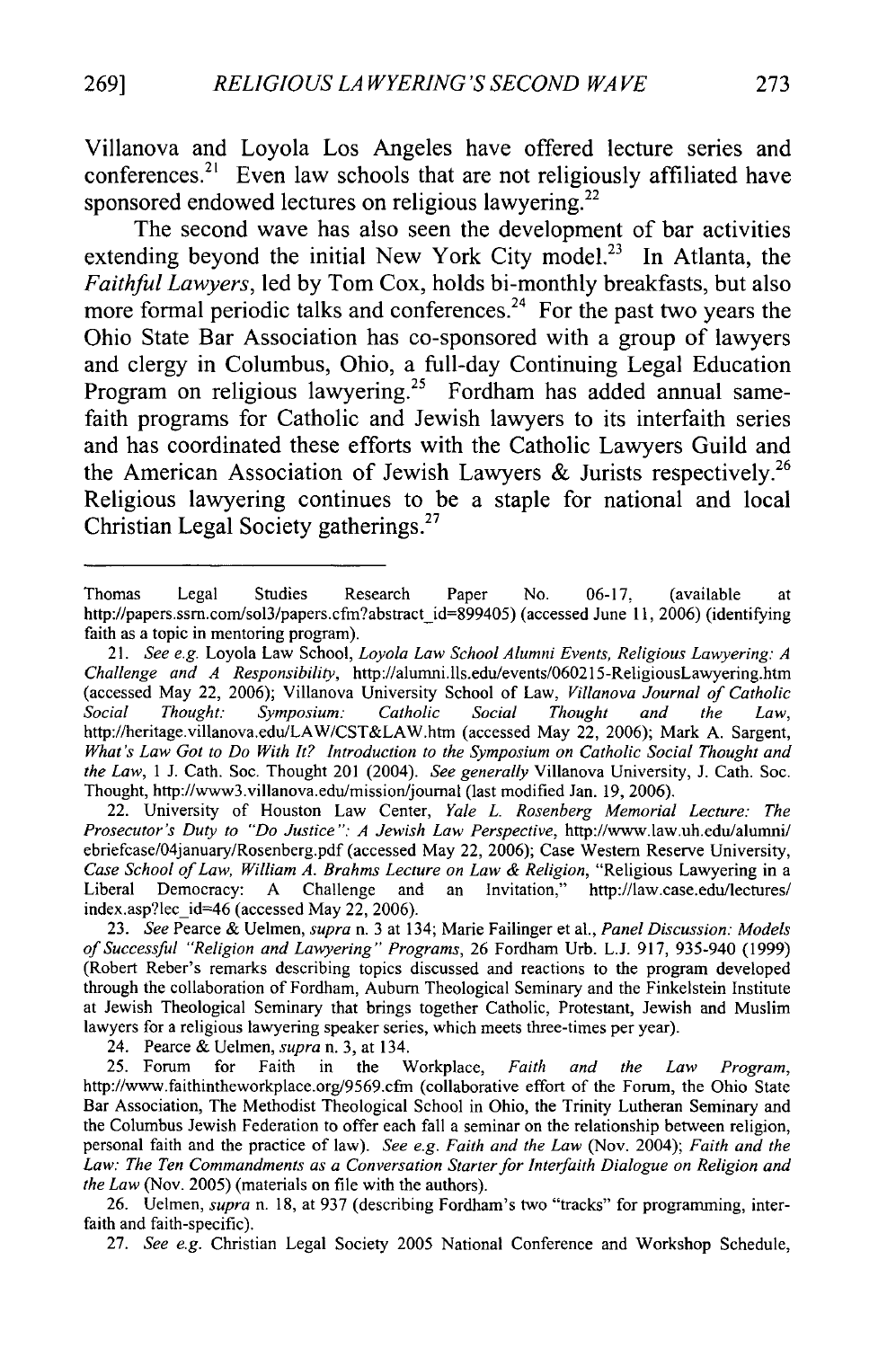Villanova and Loyola Los Angeles have offered lecture series and conferences.[21] Even law schools that are not religiously affiliated have sponsored endowed lectures on religious lawyering.[22]

The second wave has also seen the development of bar activities extending beyond the initial New York City model.[23] In Atlanta, the *Faithful Lawyers*, led by Tom Cox, holds bi-monthly breakfasts, but also more formal periodic talks and conferences.[24] For the past two years the Ohio State Bar Association has co-sponsored with a group of lawyers and clergy in Columbus, Ohio, a full-day Continuing Legal Education Program on religious lawyering.[25] Fordham has added annual same-faith programs for Catholic and Jewish lawyers to its interfaith series and has coordinated these efforts with the Catholic Lawyers Guild and the American Association of Jewish Lawyers & Jurists respectively.[26] Religious lawyering continues to be a staple for national and local Christian Legal Society gatherings.[27]

---

Thomas Legal Studies Research Paper No. 06-17, (available at http://papers.ssrn.com/sol3/papers.cfm?abstract_id=899405) (accessed June 11, 2006) (identifying faith as a topic in mentoring program).

21. *See e.g.* Loyola Law School, *Loyola Law School Alumni Events, Religious Lawyering: A Challenge and A Responsibility*, http://alumni.lls.edu/events/060215-ReligiousLawyering.htm (accessed May 22, 2006); Villanova University School of Law, *Villanova Journal of Catholic Social Thought: Symposium: Catholic Social Thought and the Law*, http://heritage.villanova.edu/LAW/CST&LAW.htm (accessed May 22, 2006); Mark A. Sargent, *What's Law Got to Do With It? Introduction to the Symposium on Catholic Social Thought and the Law*, 1 J. Cath. Soc. Thought 201 (2004). *See generally* Villanova University, J. Cath. Soc. Thought, http://www3.villanova.edu/mission/journal (last modified Jan. 19, 2006).

22. University of Houston Law Center, *Yale L. Rosenberg Memorial Lecture: The Prosecutor's Duty to "Do Justice": A Jewish Law Perspective*, http://www.law.uh.edu/alumni/ebriefcase/04january/Rosenberg.pdf (accessed May 22, 2006); Case Western Reserve University, *Case School of Law, William A. Brahms Lecture on Law & Religion*, "Religious Lawyering in a Liberal Democracy: A Challenge and an Invitation," http://law.case.edu/lectures/index.asp?lec_id=46 (accessed May 22, 2006).

23. *See* Pearce & Uelmen, *supra* n. 3 at 134; Marie Failinger et al., *Panel Discussion: Models of Successful "Religion and Lawyering" Programs*, 26 Fordham Urb. L.J. 917, 935-940 (1999) (Robert Reber's remarks describing topics discussed and reactions to the program developed through the collaboration of Fordham, Auburn Theological Seminary and the Finkelstein Institute at Jewish Theological Seminary that brings together Catholic, Protestant, Jewish and Muslim lawyers for a religious lawyering speaker series, which meets three-times per year).

24. Pearce & Uelmen, *supra* n. 3, at 134.

25. Forum for Faith in the Workplace, *Faith and the Law Program*, http://www.faithintheworkplace.org/9569.cfm (collaborative effort of the Forum, the Ohio State Bar Association, The Methodist Theological School in Ohio, the Trinity Lutheran Seminary and the Columbus Jewish Federation to offer each fall a seminar on the relationship between religion, personal faith and the practice of law). *See e.g. Faith and the Law* (Nov. 2004); *Faith and the Law: The Ten Commandments as a Conversation Starter for Interfaith Dialogue on Religion and the Law* (Nov. 2005) (materials on file with the authors).

26. Uelmen, *supra* n. 18, at 937 (describing Fordham's two "tracks" for programming, interfaith and faith-specific).

27. *See e.g.* Christian Legal Society 2005 National Conference and Workshop Schedule,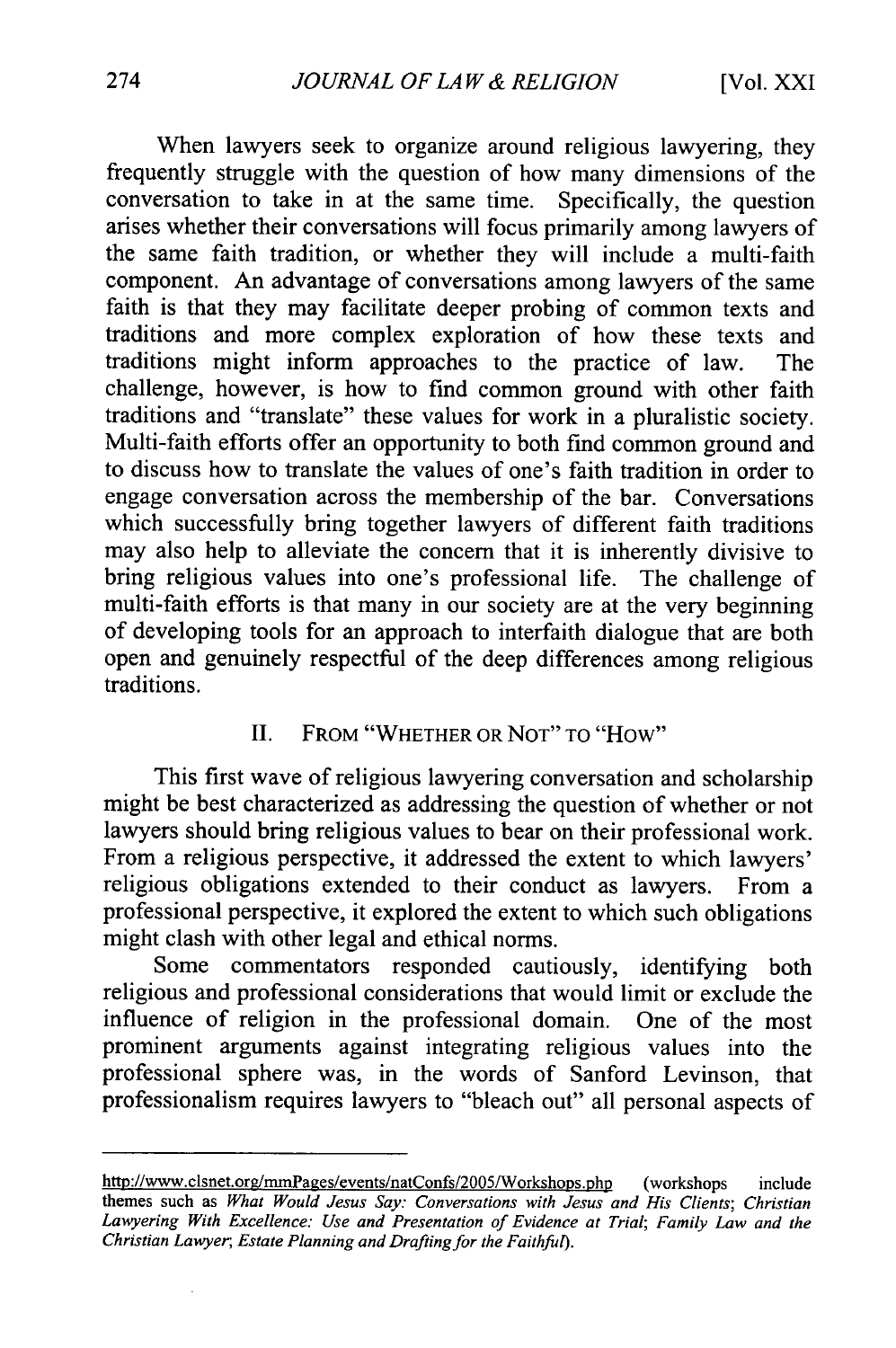When lawyers seek to organize around religious lawyering, they frequently struggle with the question of how many dimensions of the conversation to take in at the same time. Specifically, the question arises whether their conversations will focus primarily among lawyers of the same faith tradition, or whether they will include a multi-faith component. An advantage of conversations among lawyers of the same faith is that they may facilitate deeper probing of common texts and traditions and more complex exploration of how these texts and traditions might inform approaches to the practice of law. The challenge, however, is how to find common ground with other faith traditions and "translate" these values for work in a pluralistic society. Multi-faith efforts offer an opportunity to both find common ground and to discuss how to translate the values of one's faith tradition in order to engage conversation across the membership of the bar. Conversations which successfully bring together lawyers of different faith traditions may also help to alleviate the concern that it is inherently divisive to bring religious values into one's professional life. The challenge of multi-faith efforts is that many in our society are at the very beginning of developing tools for an approach to interfaith dialogue that are both open and genuinely respectful of the deep differences among religious traditions.

## II. FROM "WHETHER OR NOT" TO "HOW"

This first wave of religious lawyering conversation and scholarship might be best characterized as addressing the question of whether or not lawyers should bring religious values to bear on their professional work. From a religious perspective, it addressed the extent to which lawyers' religious obligations extended to their conduct as lawyers. From a professional perspective, it explored the extent to which such obligations might clash with other legal and ethical norms.

Some commentators responded cautiously, identifying both religious and professional considerations that would limit or exclude the influence of religion in the professional domain. One of the most prominent arguments against integrating religious values into the professional sphere was, in the words of Sanford Levinson, that professionalism requires lawyers to "bleach out" all personal aspects of

---

http://www.clsnet.org/mmPages/events/natConfs/2005/Workshops.php (workshops include themes such as *What Would Jesus Say: Conversations with Jesus and His Clients*; *Christian Lawyering With Excellence: Use and Presentation of Evidence at Trial*; *Family Law and the Christian Lawyer*; *Estate Planning and Drafting for the Faithful*).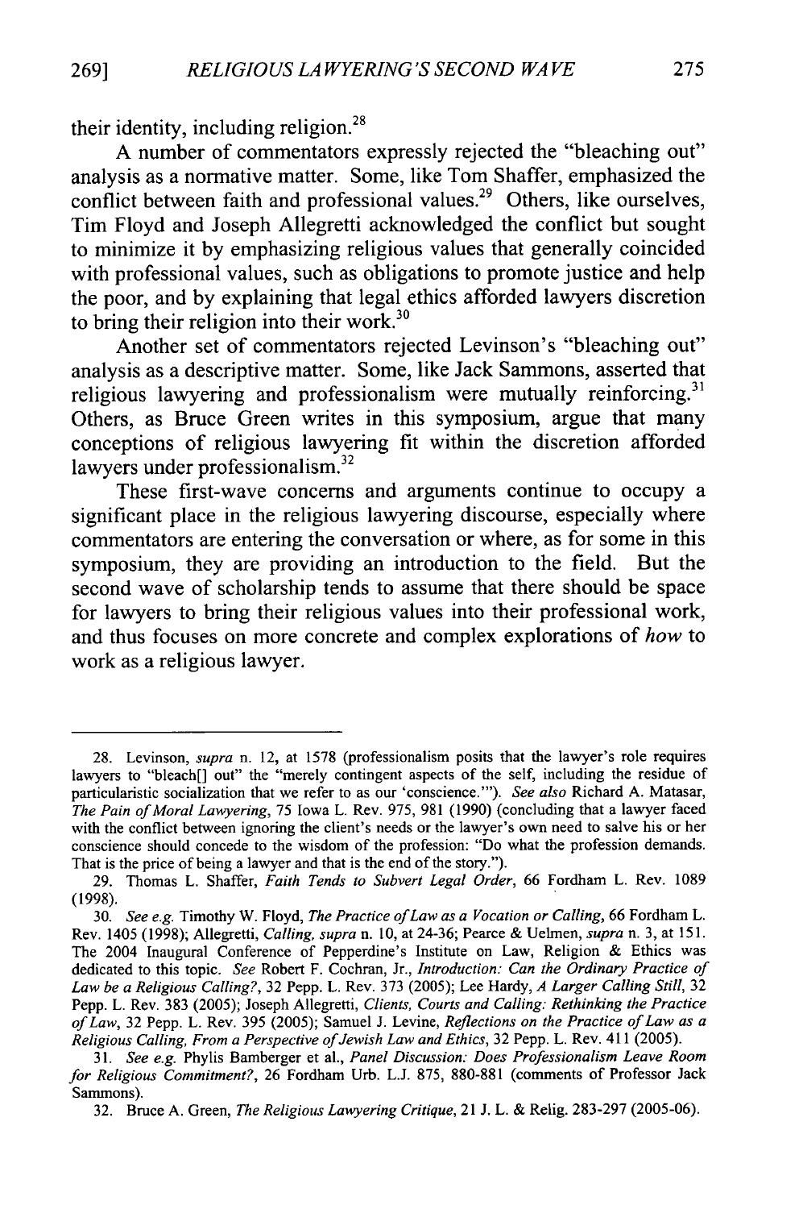their identity, including religion.[28]

A number of commentators expressly rejected the "bleaching out" analysis as a normative matter. Some, like Tom Shaffer, emphasized the conflict between faith and professional values.[29] Others, like ourselves, Tim Floyd and Joseph Allegretti acknowledged the conflict but sought to minimize it by emphasizing religious values that generally coincided with professional values, such as obligations to promote justice and help the poor, and by explaining that legal ethics afforded lawyers discretion to bring their religion into their work.[30]

Another set of commentators rejected Levinson's "bleaching out" analysis as a descriptive matter. Some, like Jack Sammons, asserted that religious lawyering and professionalism were mutually reinforcing.[31] Others, as Bruce Green writes in this symposium, argue that many conceptions of religious lawyering fit within the discretion afforded lawyers under professionalism.[32]

These first-wave concerns and arguments continue to occupy a significant place in the religious lawyering discourse, especially where commentators are entering the conversation or where, as for some in this symposium, they are providing an introduction to the field. But the second wave of scholarship tends to assume that there should be space for lawyers to bring their religious values into their professional work, and thus focuses on more concrete and complex explorations of *how* to work as a religious lawyer.

---

28. Levinson, *supra* n. 12, at 1578 (professionalism posits that the lawyer's role requires lawyers to "bleach[] out" the "merely contingent aspects of the self, including the residue of particularistic socialization that we refer to as our 'conscience.'"). *See also* Richard A. Matasar, *The Pain of Moral Lawyering*, 75 Iowa L. Rev. 975, 981 (1990) (concluding that a lawyer faced with the conflict between ignoring the client's needs or the lawyer's own need to salve his or her conscience should concede to the wisdom of the profession: "Do what the profession demands. That is the price of being a lawyer and that is the end of the story.").

29. Thomas L. Shaffer, *Faith Tends to Subvert Legal Order*, 66 Fordham L. Rev. 1089 (1998).

30. *See e.g.* Timothy W. Floyd, *The Practice of Law as a Vocation or Calling*, 66 Fordham L. Rev. 1405 (1998); Allegretti, *Calling*, *supra* n. 10, at 24-36; Pearce & Uelmen, *supra* n. 3, at 151. The 2004 Inaugural Conference of Pepperdine's Institute on Law, Religion & Ethics was dedicated to this topic. *See* Robert F. Cochran, Jr., *Introduction: Can the Ordinary Practice of Law be a Religious Calling?*, 32 Pepp. L. Rev. 373 (2005); Lee Hardy, *A Larger Calling Still*, 32 Pepp. L. Rev. 383 (2005); Joseph Allegretti, *Clients, Courts and Calling: Rethinking the Practice of Law*, 32 Pepp. L. Rev. 395 (2005); Samuel J. Levine, *Reflections on the Practice of Law as a Religious Calling, From a Perspective of Jewish Law and Ethics*, 32 Pepp. L. Rev. 411 (2005).

31. *See e.g.* Phylis Bamberger et al., *Panel Discussion: Does Professionalism Leave Room for Religious Commitment?*, 26 Fordham Urb. L.J. 875, 880-881 (comments of Professor Jack Sammons).

32. Bruce A. Green, *The Religious Lawyering Critique*, 21 J. L. & Relig. 283-297 (2005-06).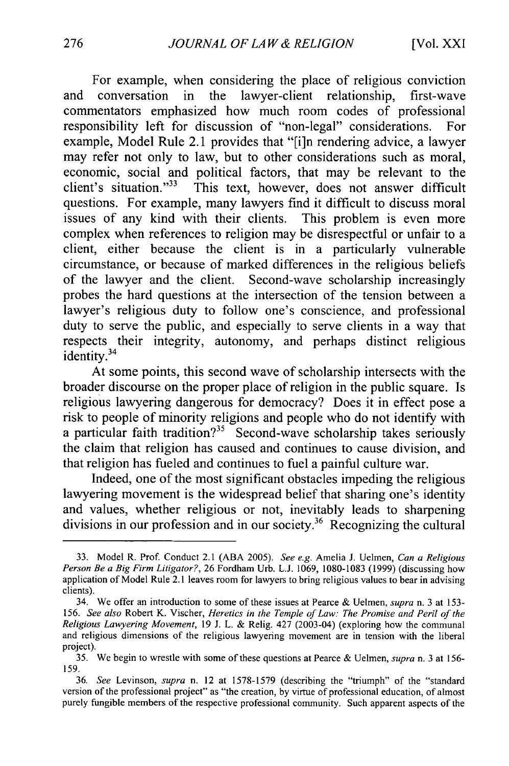For example, when considering the place of religious conviction and conversation in the lawyer-client relationship, first-wave commentators emphasized how much room codes of professional responsibility left for discussion of "non-legal" considerations. For example, Model Rule 2.1 provides that "[i]n rendering advice, a lawyer may refer not only to law, but to other considerations such as moral, economic, social and political factors, that may be relevant to the client's situation."[33] This text, however, does not answer difficult questions. For example, many lawyers find it difficult to discuss moral issues of any kind with their clients. This problem is even more complex when references to religion may be disrespectful or unfair to a client, either because the client is in a particularly vulnerable circumstance, or because of marked differences in the religious beliefs of the lawyer and the client. Second-wave scholarship increasingly probes the hard questions at the intersection of the tension between a lawyer's religious duty to follow one's conscience, and professional duty to serve the public, and especially to serve clients in a way that respects their integrity, autonomy, and perhaps distinct religious identity.[34]

At some points, this second wave of scholarship intersects with the broader discourse on the proper place of religion in the public square. Is religious lawyering dangerous for democracy? Does it in effect pose a risk to people of minority religions and people who do not identify with a particular faith tradition?[35] Second-wave scholarship takes seriously the claim that religion has caused and continues to cause division, and that religion has fueled and continues to fuel a painful culture war.

Indeed, one of the most significant obstacles impeding the religious lawyering movement is the widespread belief that sharing one's identity and values, whether religious or not, inevitably leads to sharpening divisions in our profession and in our society.[36] Recognizing the cultural

---

33. Model R. Prof. Conduct 2.1 (ABA 2005). *See e.g.* Amelia J. Uelmen, *Can a Religious Person Be a Big Firm Litigator?*, 26 Fordham Urb. L.J. 1069, 1080-1083 (1999) (discussing how application of Model Rule 2.1 leaves room for lawyers to bring religious values to bear in advising clients).

34. We offer an introduction to some of these issues at Pearce & Uelmen, *supra* n. 3 at 153-156. *See also* Robert K. Vischer, *Heretics in the Temple of Law: The Promise and Peril of the Religious Lawyering Movement*, 19 J. L. & Relig. 427 (2003-04) (exploring how the communal and religious dimensions of the religious lawyering movement are in tension with the liberal project).

35. We begin to wrestle with some of these questions at Pearce & Uelmen, *supra* n. 3 at 156-159.

36. *See* Levinson, *supra* n. 12 at 1578-1579 (describing the "triumph" of the "standard version of the professional project" as "the creation, by virtue of professional education, of almost purely fungible members of the respective professional community. Such apparent aspects of the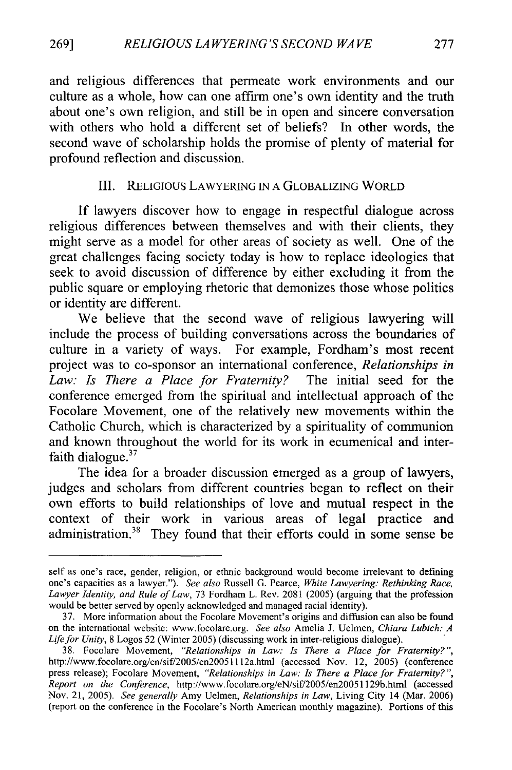and religious differences that permeate work environments and our culture as a whole, how can one affirm one's own identity and the truth about one's own religion, and still be in open and sincere conversation with others who hold a different set of beliefs? In other words, the second wave of scholarship holds the promise of plenty of material for profound reflection and discussion.

## III. RELIGIOUS LAWYERING IN A GLOBALIZING WORLD

If lawyers discover how to engage in respectful dialogue across religious differences between themselves and with their clients, they might serve as a model for other areas of society as well. One of the great challenges facing society today is how to replace ideologies that seek to avoid discussion of difference by either excluding it from the public square or employing rhetoric that demonizes those whose politics or identity are different.

We believe that the second wave of religious lawyering will include the process of building conversations across the boundaries of culture in a variety of ways. For example, Fordham's most recent project was to co-sponsor an international conference, *Relationships in Law: Is There a Place for Fraternity?* The initial seed for the conference emerged from the spiritual and intellectual approach of the Focolare Movement, one of the relatively new movements within the Catholic Church, which is characterized by a spirituality of communion and known throughout the world for its work in ecumenical and inter-faith dialogue.[37]

The idea for a broader discussion emerged as a group of lawyers, judges and scholars from different countries began to reflect on their own efforts to build relationships of love and mutual respect in the context of their work in various areas of legal practice and administration.[38] They found that their efforts could in some sense be

---

self as one's race, gender, religion, or ethnic background would become irrelevant to defining one's capacities as a lawyer."). *See also* Russell G. Pearce, *White Lawyering: Rethinking Race, Lawyer Identity, and Rule of Law*, 73 Fordham L. Rev. 2081 (2005) (arguing that the profession would be better served by openly acknowledged and managed racial identity).

37. More information about the Focolare Movement's origins and diffusion can also be found on the international website: www.focolare.org. *See also* Amelia J. Uelmen, *Chiara Lubich: A Life for Unity*, 8 Logos 52 (Winter 2005) (discussing work in inter-religious dialogue).

38. Focolare Movement, *"Relationships in Law: Is There a Place for Fraternity?"*, http://www.focolare.org/en/sif/2005/en20051112a.html (accessed Nov. 12, 2005) (conference press release); Focolare Movement, *"Relationships in Law: Is There a Place for Fraternity?"*, *Report on the Conference*, http://www.focolare.org/eN/sif/2005/en20051129b.html (accessed Nov. 21, 2005). *See generally* Amy Uelmen, *Relationships in Law*, Living City 14 (Mar. 2006) (report on the conference in the Focolare's North American monthly magazine). Portions of this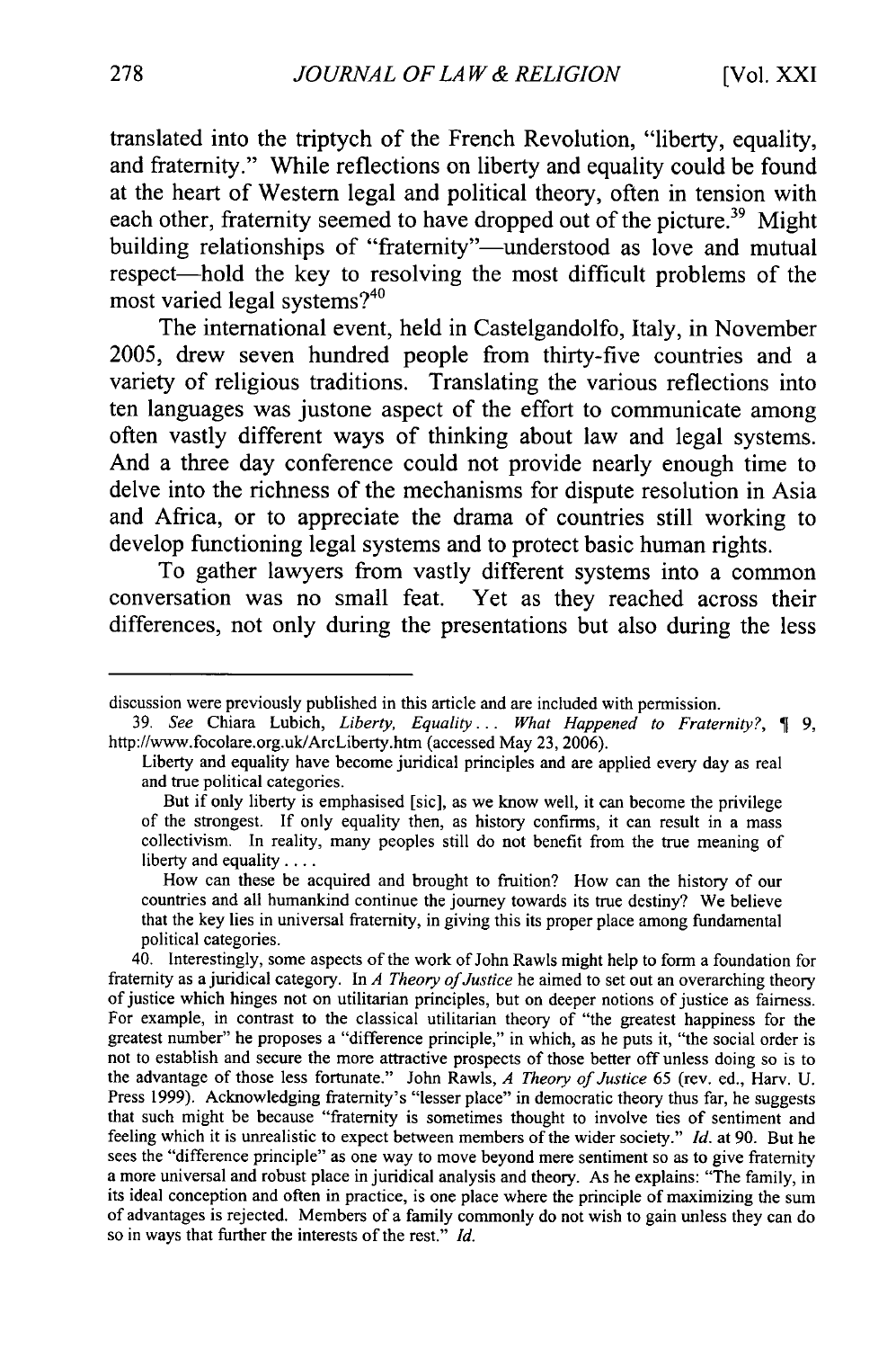translated into the triptych of the French Revolution, "liberty, equality, and fraternity." While reflections on liberty and equality could be found at the heart of Western legal and political theory, often in tension with each other, fraternity seemed to have dropped out of the picture.[39] Might building relationships of "fraternity"—understood as love and mutual respect—hold the key to resolving the most difficult problems of the most varied legal systems?[40]

The international event, held in Castelgandolfo, Italy, in November 2005, drew seven hundred people from thirty-five countries and a variety of religious traditions. Translating the various reflections into ten languages was justone aspect of the effort to communicate among often vastly different ways of thinking about law and legal systems. And a three day conference could not provide nearly enough time to delve into the richness of the mechanisms for dispute resolution in Asia and Africa, or to appreciate the drama of countries still working to develop functioning legal systems and to protect basic human rights.

To gather lawyers from vastly different systems into a common conversation was no small feat. Yet as they reached across their differences, not only during the presentations but also during the less

---

discussion were previously published in this article and are included with permission.

39. *See* Chiara Lubich, *Liberty, Equality . . . What Happened to Fraternity?*, ¶ 9, http://www.focolare.org.uk/ArcLiberty.htm (accessed May 23, 2006).

> Liberty and equality have become juridical principles and are applied every day as real and true political categories.
>
> But if only liberty is emphasised [sic], as we know well, it can become the privilege of the strongest. If only equality then, as history confirms, it can result in a mass collectivism. In reality, many peoples still do not benefit from the true meaning of liberty and equality . . . .
>
> How can these be acquired and brought to fruition? How can the history of our countries and all humankind continue the journey towards its true destiny? We believe that the key lies in universal fraternity, in giving this its proper place among fundamental political categories.

40. Interestingly, some aspects of the work of John Rawls might help to form a foundation for fraternity as a juridical category. In *A Theory of Justice* he aimed to set out an overarching theory of justice which hinges not on utilitarian principles, but on deeper notions of justice as fairness. For example, in contrast to the classical utilitarian theory of "the greatest happiness for the greatest number" he proposes a "difference principle," in which, as he puts it, "the social order is not to establish and secure the more attractive prospects of those better off unless doing so is to the advantage of those less fortunate." John Rawls, *A Theory of Justice* 65 (rev. ed., Harv. U. Press 1999). Acknowledging fraternity's "lesser place" in democratic theory thus far, he suggests that such might be because "fraternity is sometimes thought to involve ties of sentiment and feeling which it is unrealistic to expect between members of the wider society." *Id.* at 90. But he sees the "difference principle" as one way to move beyond mere sentiment so as to give fraternity a more universal and robust place in juridical analysis and theory. As he explains: "The family, in its ideal conception and often in practice, is one place where the principle of maximizing the sum of advantages is rejected. Members of a family commonly do not wish to gain unless they can do so in ways that further the interests of the rest." *Id.*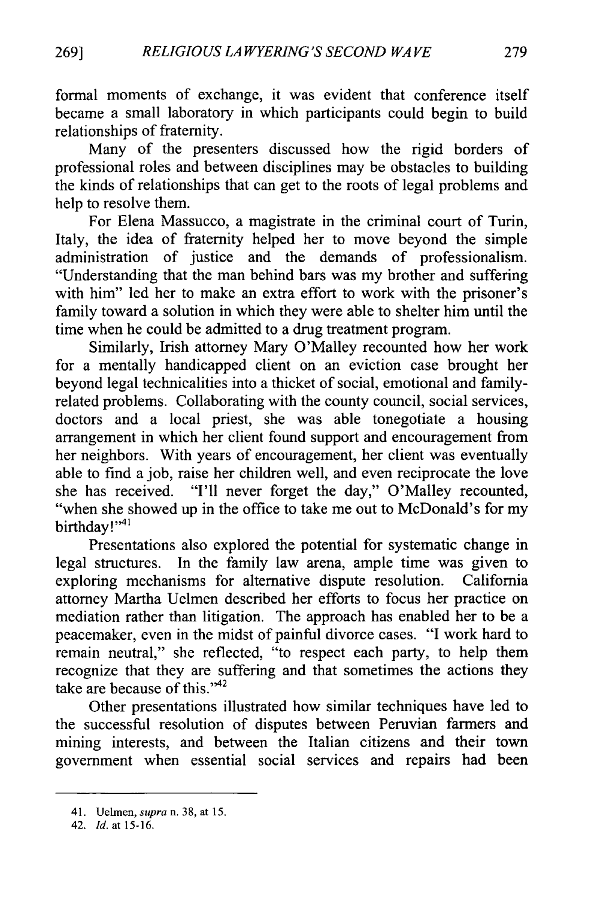formal moments of exchange, it was evident that conference itself became a small laboratory in which participants could begin to build relationships of fraternity.

Many of the presenters discussed how the rigid borders of professional roles and between disciplines may be obstacles to building the kinds of relationships that can get to the roots of legal problems and help to resolve them.

For Elena Massucco, a magistrate in the criminal court of Turin, Italy, the idea of fraternity helped her to move beyond the simple administration of justice and the demands of professionalism. "Understanding that the man behind bars was my brother and suffering with him" led her to make an extra effort to work with the prisoner's family toward a solution in which they were able to shelter him until the time when he could be admitted to a drug treatment program.

Similarly, Irish attorney Mary O'Malley recounted how her work for a mentally handicapped client on an eviction case brought her beyond legal technicalities into a thicket of social, emotional and family-related problems. Collaborating with the county council, social services, doctors and a local priest, she was able tonegotiate a housing arrangement in which her client found support and encouragement from her neighbors. With years of encouragement, her client was eventually able to find a job, raise her children well, and even reciprocate the love she has received. "I'll never forget the day," O'Malley recounted, "when she showed up in the office to take me out to McDonald's for my birthday!"[41]

Presentations also explored the potential for systematic change in legal structures. In the family law arena, ample time was given to exploring mechanisms for alternative dispute resolution. California attorney Martha Uelmen described her efforts to focus her practice on mediation rather than litigation. The approach has enabled her to be a peacemaker, even in the midst of painful divorce cases. "I work hard to remain neutral," she reflected, "to respect each party, to help them recognize that they are suffering and that sometimes the actions they take are because of this."[42]

Other presentations illustrated how similar techniques have led to the successful resolution of disputes between Peruvian farmers and mining interests, and between the Italian citizens and their town government when essential social services and repairs had been

41. Uelmen, *supra* n. 38, at 15.

42. *Id.* at 15-16.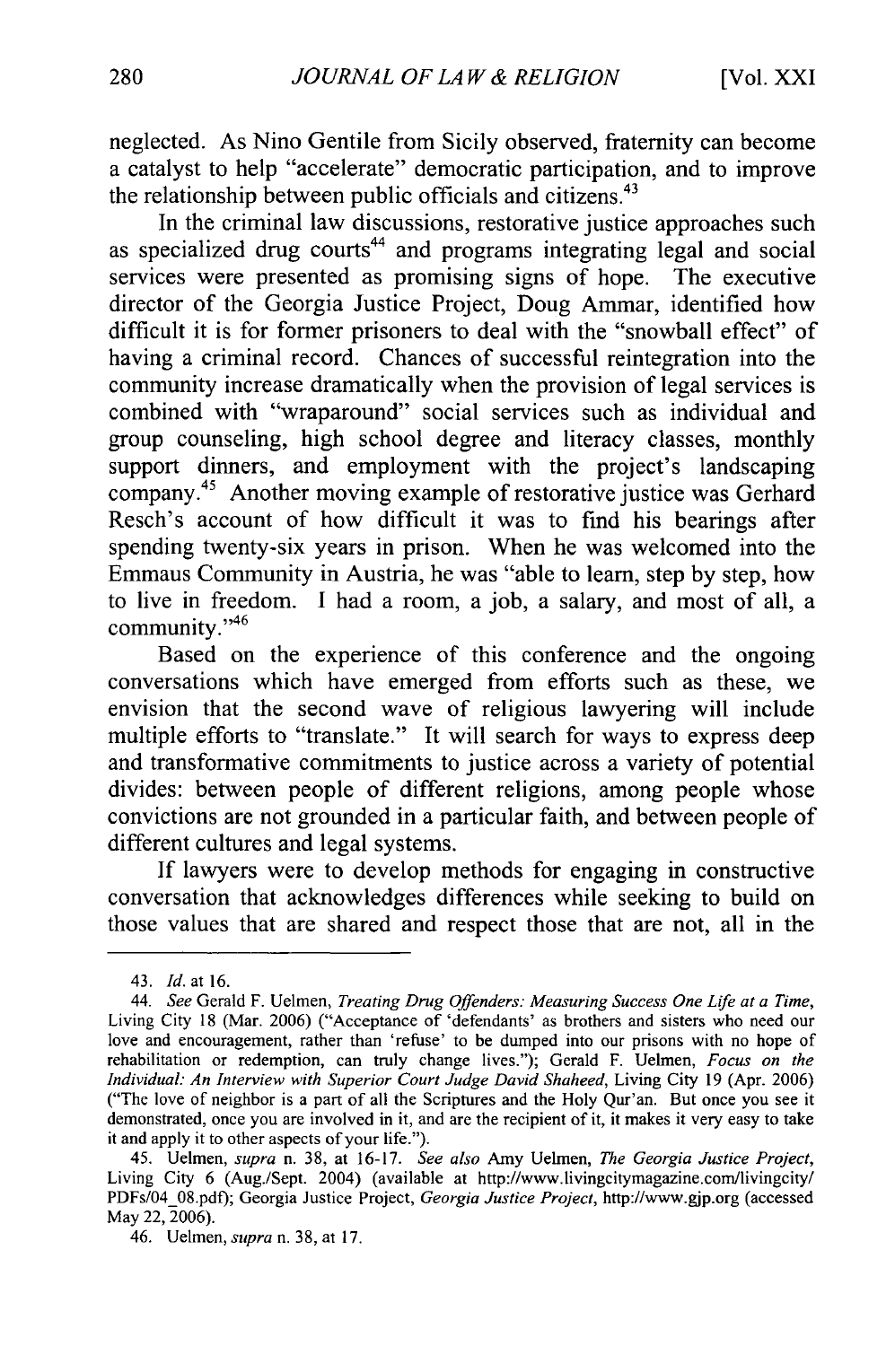neglected. As Nino Gentile from Sicily observed, fraternity can become a catalyst to help "accelerate" democratic participation, and to improve the relationship between public officials and citizens.[43]

In the criminal law discussions, restorative justice approaches such as specialized drug courts[44] and programs integrating legal and social services were presented as promising signs of hope. The executive director of the Georgia Justice Project, Doug Ammar, identified how difficult it is for former prisoners to deal with the "snowball effect" of having a criminal record. Chances of successful reintegration into the community increase dramatically when the provision of legal services is combined with "wraparound" social services such as individual and group counseling, high school degree and literacy classes, monthly support dinners, and employment with the project's landscaping company.[45] Another moving example of restorative justice was Gerhard Resch's account of how difficult it was to find his bearings after spending twenty-six years in prison. When he was welcomed into the Emmaus Community in Austria, he was "able to learn, step by step, how to live in freedom. I had a room, a job, a salary, and most of all, a community."[46]

Based on the experience of this conference and the ongoing conversations which have emerged from efforts such as these, we envision that the second wave of religious lawyering will include multiple efforts to "translate." It will search for ways to express deep and transformative commitments to justice across a variety of potential divides: between people of different religions, among people whose convictions are not grounded in a particular faith, and between people of different cultures and legal systems.

If lawyers were to develop methods for engaging in constructive conversation that acknowledges differences while seeking to build on those values that are shared and respect those that are not, all in the

---

43. *Id.* at 16.

44. *See* Gerald F. Uelmen, *Treating Drug Offenders: Measuring Success One Life at a Time*, Living City 18 (Mar. 2006) ("Acceptance of 'defendants' as brothers and sisters who need our love and encouragement, rather than 'refuse' to be dumped into our prisons with no hope of rehabilitation or redemption, can truly change lives."); Gerald F. Uelmen, *Focus on the Individual: An Interview with Superior Court Judge David Shaheed*, Living City 19 (Apr. 2006) ("The love of neighbor is a part of all the Scriptures and the Holy Qur'an. But once you see it demonstrated, once you are involved in it, and are the recipient of it, it makes it very easy to take it and apply it to other aspects of your life.").

45. Uelmen, *supra* n. 38, at 16-17. *See also* Amy Uelmen, *The Georgia Justice Project*, Living City 6 (Aug./Sept. 2004) (available at http://www.livingcitymagazine.com/livingcity/PDFs/04_08.pdf); Georgia Justice Project, *Georgia Justice Project*, http://www.gjp.org (accessed May 22, 2006).

46. Uelmen, *supra* n. 38, at 17.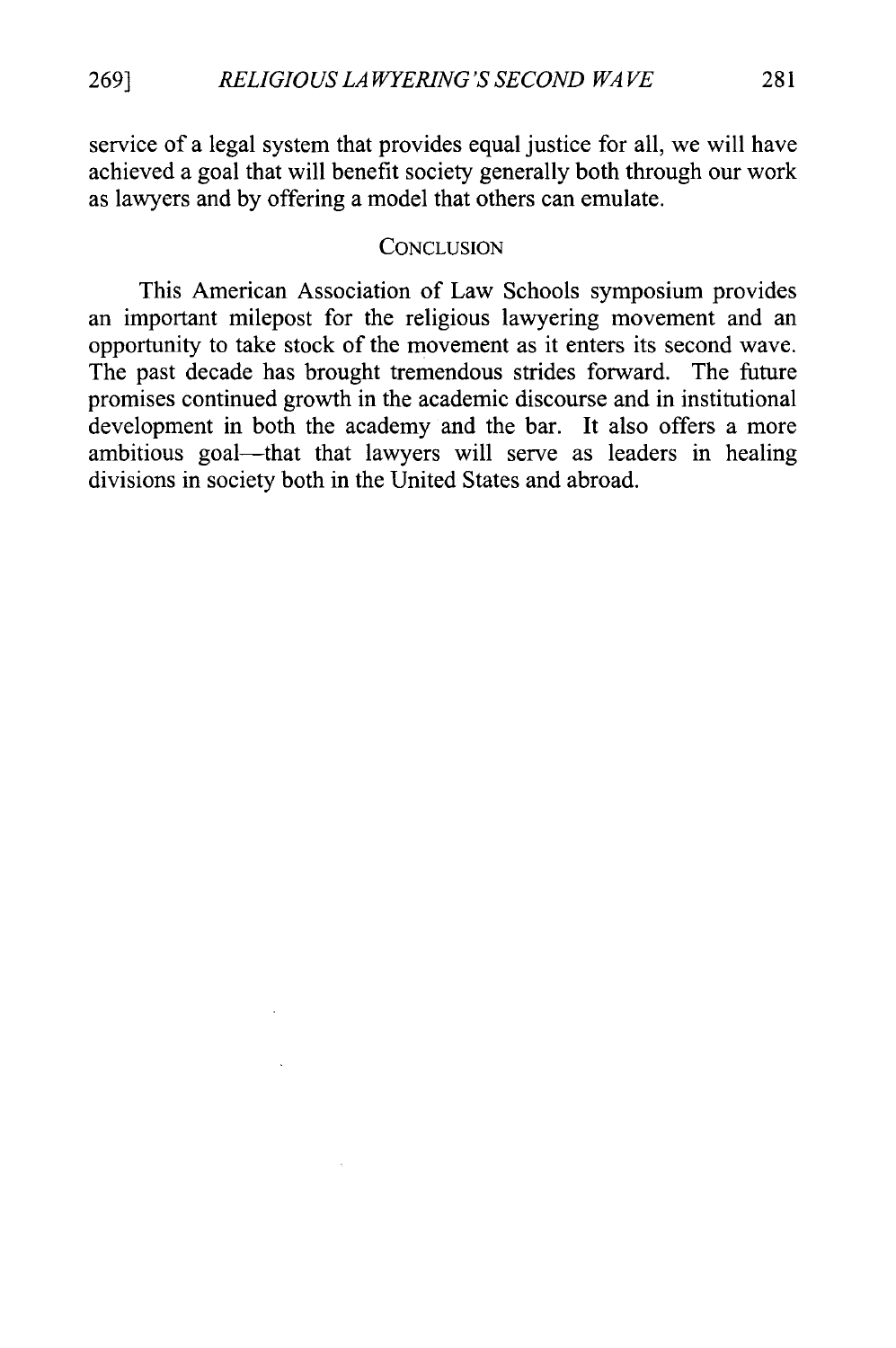service of a legal system that provides equal justice for all, we will have achieved a goal that will benefit society generally both through our work as lawyers and by offering a model that others can emulate.

## CONCLUSION

This American Association of Law Schools symposium provides an important milepost for the religious lawyering movement and an opportunity to take stock of the movement as it enters its second wave. The past decade has brought tremendous strides forward. The future promises continued growth in the academic discourse and in institutional development in both the academy and the bar. It also offers a more ambitious goal—that that lawyers will serve as leaders in healing divisions in society both in the United States and abroad.